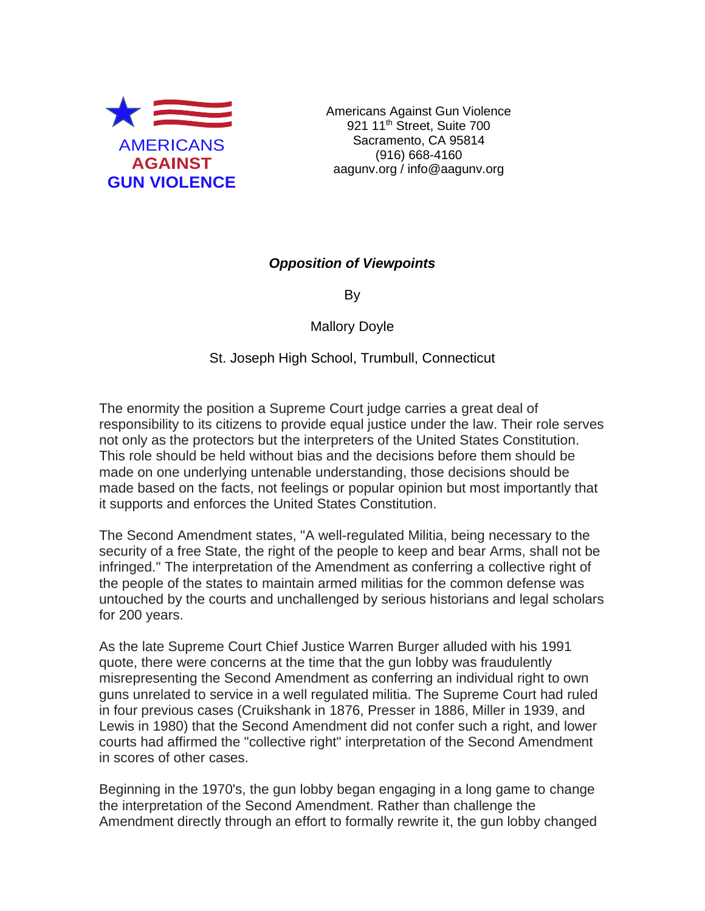AMERICANS
AGAINST
GUN VIOLENCE

Americans Against Gun Violence
921 11th Street, Suite 700
Sacramento, CA 95814
(916) 668-4160
aagunv.org / info@aagunv.org

***Opposition of Viewpoints***

By

Mallory Doyle

St. Joseph High School, Trumbull, Connecticut

The enormity the position a Supreme Court judge carries a great deal of responsibility to its citizens to provide equal justice under the law. Their role serves not only as the protectors but the interpreters of the United States Constitution. This role should be held without bias and the decisions before them should be made on one underlying untenable understanding, those decisions should be made based on the facts, not feelings or popular opinion but most importantly that it supports and enforces the United States Constitution.

The Second Amendment states, "A well-regulated Militia, being necessary to the security of a free State, the right of the people to keep and bear Arms, shall not be infringed." The interpretation of the Amendment as conferring a collective right of the people of the states to maintain armed militias for the common defense was untouched by the courts and unchallenged by serious historians and legal scholars for 200 years.

As the late Supreme Court Chief Justice Warren Burger alluded with his 1991 quote, there were concerns at the time that the gun lobby was fraudulently misrepresenting the Second Amendment as conferring an individual right to own guns unrelated to service in a well regulated militia. The Supreme Court had ruled in four previous cases (Cruikshank in 1876, Presser in 1886, Miller in 1939, and Lewis in 1980) that the Second Amendment did not confer such a right, and lower courts had affirmed the "collective right" interpretation of the Second Amendment in scores of other cases.

Beginning in the 1970's, the gun lobby began engaging in a long game to change the interpretation of the Second Amendment. Rather than challenge the Amendment directly through an effort to formally rewrite it, the gun lobby changed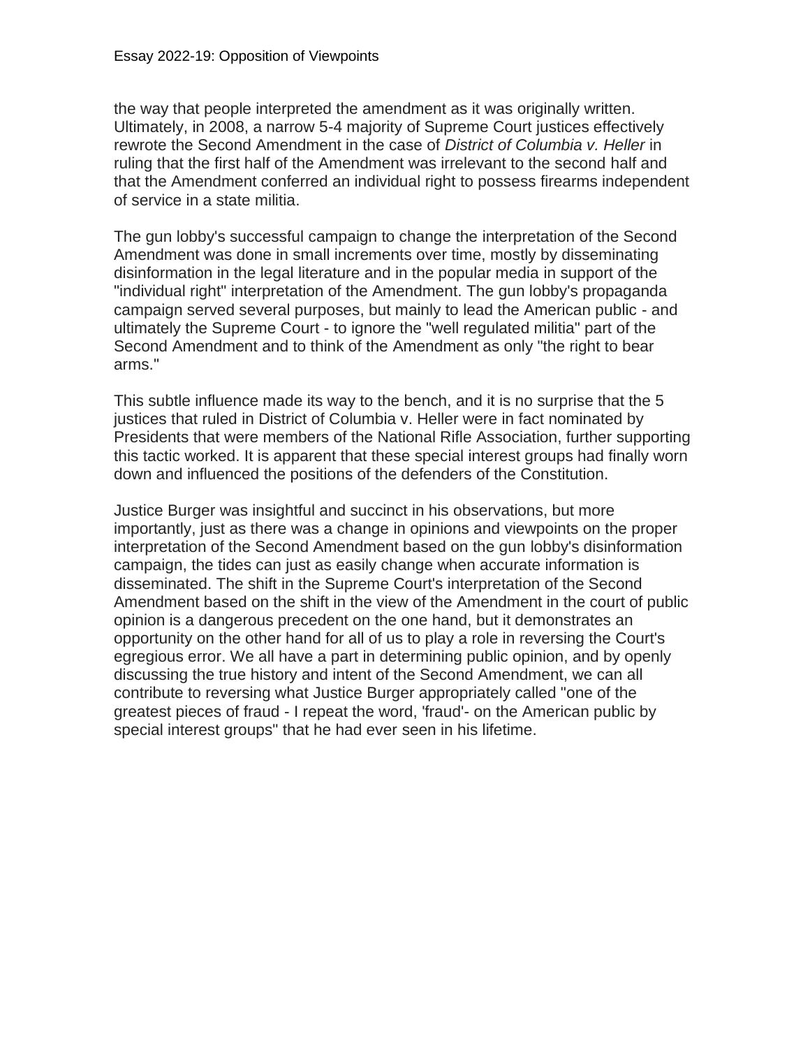the way that people interpreted the amendment as it was originally written. Ultimately, in 2008, a narrow 5-4 majority of Supreme Court justices effectively rewrote the Second Amendment in the case of *District of Columbia v. Heller* in ruling that the first half of the Amendment was irrelevant to the second half and that the Amendment conferred an individual right to possess firearms independent of service in a state militia.

The gun lobby's successful campaign to change the interpretation of the Second Amendment was done in small increments over time, mostly by disseminating disinformation in the legal literature and in the popular media in support of the "individual right" interpretation of the Amendment. The gun lobby's propaganda campaign served several purposes, but mainly to lead the American public - and ultimately the Supreme Court - to ignore the "well regulated militia" part of the Second Amendment and to think of the Amendment as only "the right to bear arms."

This subtle influence made its way to the bench, and it is no surprise that the 5 justices that ruled in District of Columbia v. Heller were in fact nominated by Presidents that were members of the National Rifle Association, further supporting this tactic worked. It is apparent that these special interest groups had finally worn down and influenced the positions of the defenders of the Constitution.

Justice Burger was insightful and succinct in his observations, but more importantly, just as there was a change in opinions and viewpoints on the proper interpretation of the Second Amendment based on the gun lobby's disinformation campaign, the tides can just as easily change when accurate information is disseminated. The shift in the Supreme Court's interpretation of the Second Amendment based on the shift in the view of the Amendment in the court of public opinion is a dangerous precedent on the one hand, but it demonstrates an opportunity on the other hand for all of us to play a role in reversing the Court's egregious error. We all have a part in determining public opinion, and by openly discussing the true history and intent of the Second Amendment, we can all contribute to reversing what Justice Burger appropriately called "one of the greatest pieces of fraud - I repeat the word, 'fraud'- on the American public by special interest groups" that he had ever seen in his lifetime.